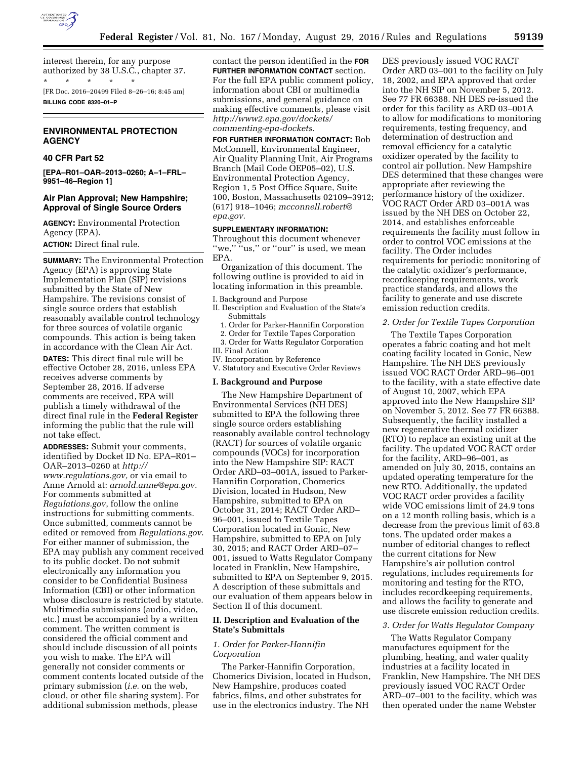interest therein, for any purpose authorized by 38 U.S.C., chapter 37.

* * * * *

[FR Doc. 2016–20499 Filed 8–26–16; 8:45 am]

**BILLING CODE 8320–01–P**

## ENVIRONMENTAL PROTECTION AGENCY

### 40 CFR Part 52

**[EPA–R01–OAR–2013–0260; A–1–FRL–9951–46–Region 1]**

### Air Plan Approval; New Hampshire; Approval of Single Source Orders

**AGENCY:** Environmental Protection Agency (EPA).

**ACTION:** Direct final rule.

**SUMMARY:** The Environmental Protection Agency (EPA) is approving State Implementation Plan (SIP) revisions submitted by the State of New Hampshire. The revisions consist of single source orders that establish reasonably available control technology for three sources of volatile organic compounds. This action is being taken in accordance with the Clean Air Act.

**DATES:** This direct final rule will be effective October 28, 2016, unless EPA receives adverse comments by September 28, 2016. If adverse comments are received, EPA will publish a timely withdrawal of the direct final rule in the **Federal Register** informing the public that the rule will not take effect.

**ADDRESSES:** Submit your comments, identified by Docket ID No. EPA–R01–OAR–2013–0260 at *http://www.regulations.gov,* or via email to Anne Arnold at: *arnold.anne@epa.gov.* For comments submitted at *Regulations.gov*, follow the online instructions for submitting comments. Once submitted, comments cannot be edited or removed from *Regulations.gov*. For either manner of submission, the EPA may publish any comment received to its public docket. Do not submit electronically any information you consider to be Confidential Business Information (CBI) or other information whose disclosure is restricted by statute. Multimedia submissions (audio, video, etc.) must be accompanied by a written comment. The written comment is considered the official comment and should include discussion of all points you wish to make. The EPA will generally not consider comments or comment contents located outside of the primary submission (*i.e.* on the web, cloud, or other file sharing system). For additional submission methods, please contact the person identified in the **FOR FURTHER INFORMATION CONTACT** section. For the full EPA public comment policy, information about CBI or multimedia submissions, and general guidance on making effective comments, please visit *http://www2.epa.gov/dockets/commenting-epa-dockets*.

**FOR FURTHER INFORMATION CONTACT:** Bob McConnell, Environmental Engineer, Air Quality Planning Unit, Air Programs Branch (Mail Code OEP05–02), U.S. Environmental Protection Agency, Region 1, 5 Post Office Square, Suite 100, Boston, Massachusetts 02109–3912; (617) 918–1046; *mcconnell.robert@epa.gov.*

**SUPPLEMENTARY INFORMATION:**

Throughout this document whenever "we," "us," or "our" is used, we mean EPA.

Organization of this document. The following outline is provided to aid in locating information in this preamble.

I. Background and Purpose
II. Description and Evaluation of the State's Submittals
  1. Order for Parker-Hannifin Corporation
  2. Order for Textile Tapes Corporation
  3. Order for Watts Regulator Corporation
III. Final Action
IV. Incorporation by Reference
V. Statutory and Executive Order Reviews

### I. Background and Purpose

The New Hampshire Department of Environmental Services (NH DES) submitted to EPA the following three single source orders establishing reasonably available control technology (RACT) for sources of volatile organic compounds (VOCs) for incorporation into the New Hampshire SIP: RACT Order ARD–03–001A, issued to Parker-Hannifin Corporation, Chomerics Division, located in Hudson, New Hampshire, submitted to EPA on October 31, 2014; RACT Order ARD–96–001, issued to Textile Tapes Corporation located in Gonic, New Hampshire, submitted to EPA on July 30, 2015; and RACT Order ARD–07–001, issued to Watts Regulator Company located in Franklin, New Hampshire, submitted to EPA on September 9, 2015. A description of these submittals and our evaluation of them appears below in Section II of this document.

### II. Description and Evaluation of the State's Submittals

#### *1. Order for Parker-Hannifin Corporation*

The Parker-Hannifin Corporation, Chomerics Division, located in Hudson, New Hampshire, produces coated fabrics, films, and other substrates for use in the electronics industry. The NH DES previously issued VOC RACT Order ARD 03–001 to the facility on July 18, 2002, and EPA approved that order into the NH SIP on November 5, 2012. See 77 FR 66388. NH DES re-issued the order for this facility as ARD 03–001A to allow for modifications to monitoring requirements, testing frequency, and determination of destruction and removal efficiency for a catalytic oxidizer operated by the facility to control air pollution. New Hampshire DES determined that these changes were appropriate after reviewing the performance history of the oxidizer. VOC RACT Order ARD 03–001A was issued by the NH DES on October 22, 2014, and establishes enforceable requirements the facility must follow in order to control VOC emissions at the facility. The Order includes requirements for periodic monitoring of the catalytic oxidizer's performance, recordkeeping requirements, work practice standards, and allows the facility to generate and use discrete emission reduction credits.

#### *2. Order for Textile Tapes Corporation*

The Textile Tapes Corporation operates a fabric coating and hot melt coating facility located in Gonic, New Hampshire. The NH DES previously issued VOC RACT Order ARD–96–001 to the facility, with a state effective date of August 10, 2007, which EPA approved into the New Hampshire SIP on November 5, 2012. See 77 FR 66388. Subsequently, the facility installed a new regenerative thermal oxidizer (RTO) to replace an existing unit at the facility. The updated VOC RACT order for the facility, ARD–96–001, as amended on July 30, 2015, contains an updated operating temperature for the new RTO. Additionally, the updated VOC RACT order provides a facility wide VOC emissions limit of 24.9 tons on a 12 month rolling basis, which is a decrease from the previous limit of 63.8 tons. The updated order makes a number of editorial changes to reflect the current citations for New Hampshire's air pollution control regulations, includes requirements for monitoring and testing for the RTO, includes recordkeeping requirements, and allows the facility to generate and use discrete emission reduction credits.

#### *3. Order for Watts Regulator Company*

The Watts Regulator Company manufactures equipment for the plumbing, heating, and water quality industries at a facility located in Franklin, New Hampshire. The NH DES previously issued VOC RACT Order ARD–07–001 to the facility, which was then operated under the name Webster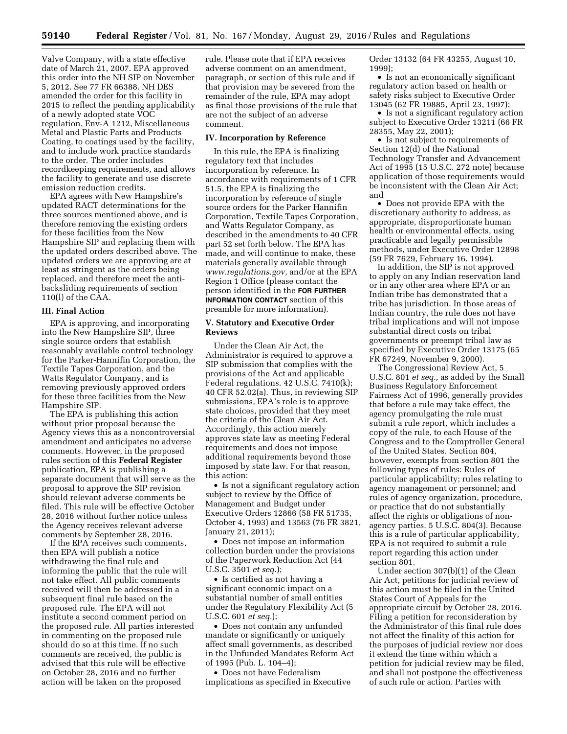Valve Company, with a state effective date of March 21, 2007. EPA approved this order into the NH SIP on November 5, 2012. See 77 FR 66388. NH DES amended the order for this facility in 2015 to reflect the pending applicability of a newly adopted state VOC regulation, Env-A 1212, Miscellaneous Metal and Plastic Parts and Products Coating, to coatings used by the facility, and to include work practice standards to the order. The order includes recordkeeping requirements, and allows the facility to generate and use discrete emission reduction credits.

EPA agrees with New Hampshire's updated RACT determinations for the three sources mentioned above, and is therefore removing the existing orders for these facilities from the New Hampshire SIP and replacing them with the updated orders described above. The updated orders we are approving are at least as stringent as the orders being replaced, and therefore meet the anti-backsliding requirements of section 110(l) of the CAA.

## III. Final Action

EPA is approving, and incorporating into the New Hampshire SIP, three single source orders that establish reasonably available control technology for the Parker-Hannifin Corporation, the Textile Tapes Corporation, and the Watts Regulator Company, and is removing previously approved orders for these three facilities from the New Hampshire SIP.

The EPA is publishing this action without prior proposal because the Agency views this as a noncontroversial amendment and anticipates no adverse comments. However, in the proposed rules section of this **Federal Register** publication, EPA is publishing a separate document that will serve as the proposal to approve the SIP revision should relevant adverse comments be filed. This rule will be effective October 28, 2016 without further notice unless the Agency receives relevant adverse comments by September 28, 2016.

If the EPA receives such comments, then EPA will publish a notice withdrawing the final rule and informing the public that the rule will not take effect. All public comments received will then be addressed in a subsequent final rule based on the proposed rule. The EPA will not institute a second comment period on the proposed rule. All parties interested in commenting on the proposed rule should do so at this time. If no such comments are received, the public is advised that this rule will be effective on October 28, 2016 and no further action will be taken on the proposed rule. Please note that if EPA receives adverse comment on an amendment, paragraph, or section of this rule and if that provision may be severed from the remainder of the rule, EPA may adopt as final those provisions of the rule that are not the subject of an adverse comment.

## IV. Incorporation by Reference

In this rule, the EPA is finalizing regulatory text that includes incorporation by reference. In accordance with requirements of 1 CFR 51.5, the EPA is finalizing the incorporation by reference of single source orders for the Parker Hannifin Corporation, Textile Tapes Corporation, and Watts Regulator Company, as described in the amendments to 40 CFR part 52 set forth below. The EPA has made, and will continue to make, these materials generally available through *www.regulations.gov,* and/or at the EPA Region 1 Office (please contact the person identified in the **FOR FURTHER INFORMATION CONTACT** section of this preamble for more information).

## V. Statutory and Executive Order Reviews

Under the Clean Air Act, the Administrator is required to approve a SIP submission that complies with the provisions of the Act and applicable Federal regulations. 42 U.S.C. 7410(k); 40 CFR 52.02(a). Thus, in reviewing SIP submissions, EPA's role is to approve state choices, provided that they meet the criteria of the Clean Air Act. Accordingly, this action merely approves state law as meeting Federal requirements and does not impose additional requirements beyond those imposed by state law. For that reason, this action:

- Is not a significant regulatory action subject to review by the Office of Management and Budget under Executive Orders 12866 (58 FR 51735, October 4, 1993) and 13563 (76 FR 3821, January 21, 2011);
- Does not impose an information collection burden under the provisions of the Paperwork Reduction Act (44 U.S.C. 3501 *et seq.*);
- Is certified as not having a significant economic impact on a substantial number of small entities under the Regulatory Flexibility Act (5 U.S.C. 601 *et seq.*);
- Does not contain any unfunded mandate or significantly or uniquely affect small governments, as described in the Unfunded Mandates Reform Act of 1995 (Pub. L. 104–4);
- Does not have Federalism implications as specified in Executive Order 13132 (64 FR 43255, August 10, 1999);
- Is not an economically significant regulatory action based on health or safety risks subject to Executive Order 13045 (62 FR 19885, April 23, 1997);
- Is not a significant regulatory action subject to Executive Order 13211 (66 FR 28355, May 22, 2001);
- Is not subject to requirements of Section 12(d) of the National Technology Transfer and Advancement Act of 1995 (15 U.S.C. 272 note) because application of those requirements would be inconsistent with the Clean Air Act; and
- Does not provide EPA with the discretionary authority to address, as appropriate, disproportionate human health or environmental effects, using practicable and legally permissible methods, under Executive Order 12898 (59 FR 7629, February 16, 1994).

In addition, the SIP is not approved to apply on any Indian reservation land or in any other area where EPA or an Indian tribe has demonstrated that a tribe has jurisdiction. In those areas of Indian country, the rule does not have tribal implications and will not impose substantial direct costs on tribal governments or preempt tribal law as specified by Executive Order 13175 (65 FR 67249, November 9, 2000).

The Congressional Review Act, 5 U.S.C. 801 *et seq.,* as added by the Small Business Regulatory Enforcement Fairness Act of 1996, generally provides that before a rule may take effect, the agency promulgating the rule must submit a rule report, which includes a copy of the rule, to each House of the Congress and to the Comptroller General of the United States. Section 804, however, exempts from section 801 the following types of rules: Rules of particular applicability; rules relating to agency management or personnel; and rules of agency organization, procedure, or practice that do not substantially affect the rights or obligations of non-agency parties. 5 U.S.C. 804(3). Because this is a rule of particular applicability, EPA is not required to submit a rule report regarding this action under section 801.

Under section 307(b)(1) of the Clean Air Act, petitions for judicial review of this action must be filed in the United States Court of Appeals for the appropriate circuit by October 28, 2016. Filing a petition for reconsideration by the Administrator of this final rule does not affect the finality of this action for the purposes of judicial review nor does it extend the time within which a petition for judicial review may be filed, and shall not postpone the effectiveness of such rule or action. Parties with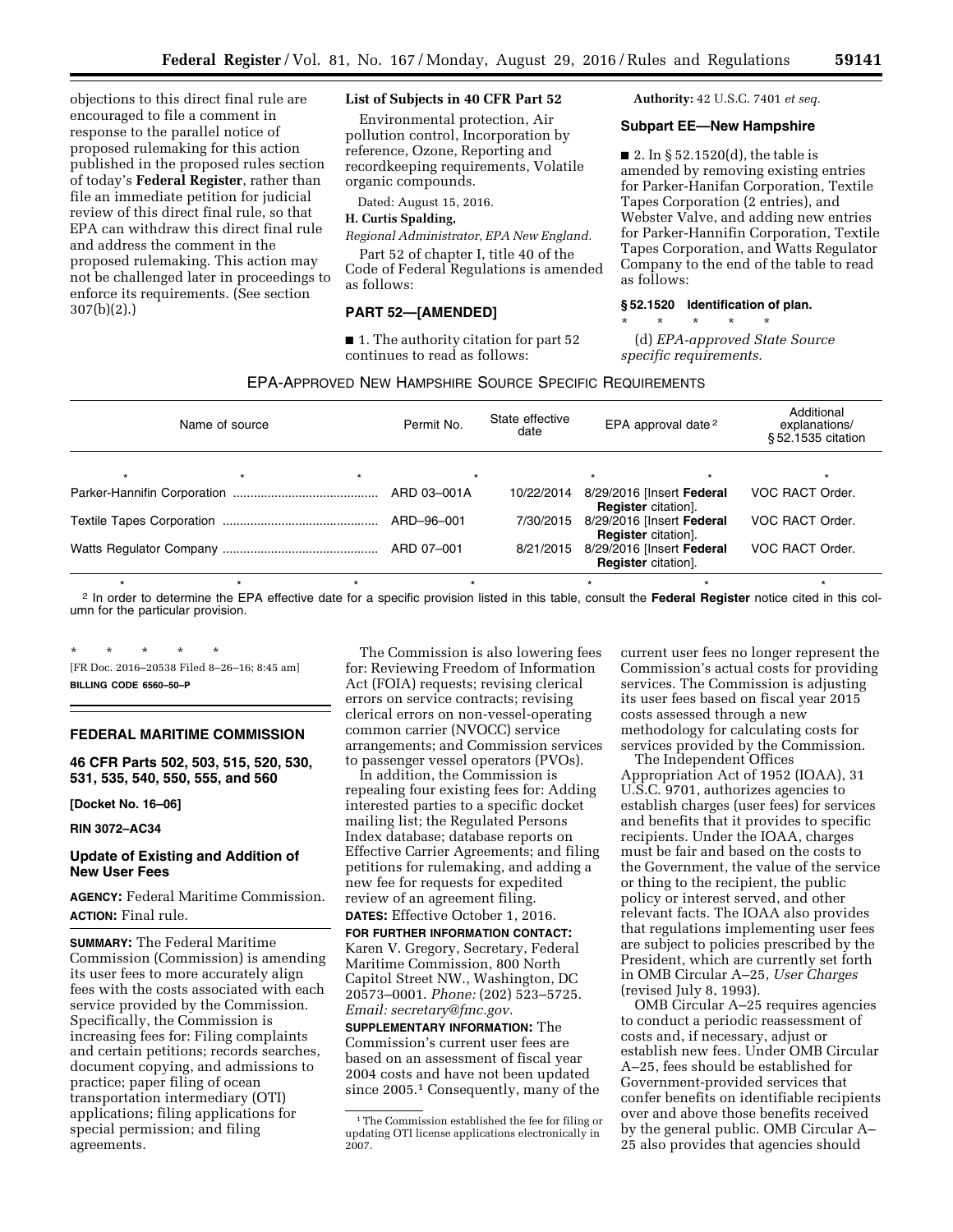objections to this direct final rule are encouraged to file a comment in response to the parallel notice of proposed rulemaking for this action published in the proposed rules section of today's **Federal Register**, rather than file an immediate petition for judicial review of this direct final rule, so that EPA can withdraw this direct final rule and address the comment in the proposed rulemaking. This action may not be challenged later in proceedings to enforce its requirements. (See section 307(b)(2).)

**List of Subjects in 40 CFR Part 52**

Environmental protection, Air pollution control, Incorporation by reference, Ozone, Reporting and recordkeeping requirements, Volatile organic compounds.

Dated: August 15, 2016.

**H. Curtis Spalding,**

*Regional Administrator, EPA New England.*

Part 52 of chapter I, title 40 of the Code of Federal Regulations is amended as follows:

**PART 52—[AMENDED]**

■ 1. The authority citation for part 52 continues to read as follows:

**Authority:** 42 U.S.C. 7401 *et seq.*

**Subpart EE—New Hampshire**

■ 2. In § 52.1520(d), the table is amended by removing existing entries for Parker-Hanifan Corporation, Textile Tapes Corporation (2 entries), and Webster Valve, and adding new entries for Parker-Hannifin Corporation, Textile Tapes Corporation, and Watts Regulator Company to the end of the table to read as follows:

**§ 52.1520 Identification of plan.**

\* \* \* \* \*

(d) *EPA-approved State Source specific requirements.*

EPA-APPROVED NEW HAMPSHIRE SOURCE SPECIFIC REQUIREMENTS

| Name of source | Permit No. | State effective date | EPA approval date [2] | Additional explanations/ § 52.1535 citation |
|---|---|---|---|---|
| \* \* \* | \* | | \* \* | \* |
| Parker-Hannifin Corporation | ARD 03–001A | 10/22/2014 | 8/29/2016 [Insert **Federal Register** citation]. | VOC RACT Order. |
| Textile Tapes Corporation | ARD–96–001 | 7/30/2015 | 8/29/2016 [Insert **Federal Register** citation]. | VOC RACT Order. |
| Watts Regulator Company | ARD 07–001 | 8/21/2015 | 8/29/2016 [Insert **Federal Register** citation]. | VOC RACT Order. |
| \* \* \* | \* | | \* \* | \* |

[2] In order to determine the EPA effective date for a specific provision listed in this table, consult the **Federal Register** notice cited in this column for the particular provision.

\* \* \* \* \*

[FR Doc. 2016–20538 Filed 8–26–16; 8:45 am]

**BILLING CODE 6560–50–P**

## FEDERAL MARITIME COMMISSION

## 46 CFR Parts 502, 503, 515, 520, 530, 531, 535, 540, 550, 555, and 560

**[Docket No. 16–06]**

**RIN 3072–AC34**

## Update of Existing and Addition of New User Fees

**AGENCY:** Federal Maritime Commission.

**ACTION:** Final rule.

**SUMMARY:** The Federal Maritime Commission (Commission) is amending its user fees to more accurately align fees with the costs associated with each service provided by the Commission. Specifically, the Commission is increasing fees for: Filing complaints and certain petitions; records searches, document copying, and admissions to practice; paper filing of ocean transportation intermediary (OTI) applications; filing applications for special permission; and filing agreements.

The Commission is also lowering fees for: Reviewing Freedom of Information Act (FOIA) requests; revising clerical errors on service contracts; revising clerical errors on non-vessel-operating common carrier (NVOCC) service arrangements; and Commission services to passenger vessel operators (PVOs).

In addition, the Commission is repealing four existing fees for: Adding interested parties to a specific docket mailing list; the Regulated Persons Index database; database reports on Effective Carrier Agreements; and filing petitions for rulemaking, and adding a new fee for requests for expedited review of an agreement filing.

**DATES:** Effective October 1, 2016.

**FOR FURTHER INFORMATION CONTACT:** Karen V. Gregory, Secretary, Federal Maritime Commission, 800 North Capitol Street NW., Washington, DC 20573–0001. *Phone:* (202) 523–5725. *Email: secretary@fmc.gov.*

**SUPPLEMENTARY INFORMATION:** The Commission's current user fees are based on an assessment of fiscal year 2004 costs and have not been updated since 2005.[1] Consequently, many of the current user fees no longer represent the Commission's actual costs for providing services. The Commission is adjusting its user fees based on fiscal year 2015 costs assessed through a new methodology for calculating costs for services provided by the Commission.

[1] The Commission established the fee for filing or updating OTI license applications electronically in 2007.

The Independent Offices Appropriation Act of 1952 (IOAA), 31 U.S.C. 9701, authorizes agencies to establish charges (user fees) for services and benefits that it provides to specific recipients. Under the IOAA, charges must be fair and based on the costs to the Government, the value of the service or thing to the recipient, the public policy or interest served, and other relevant facts. The IOAA also provides that regulations implementing user fees are subject to policies prescribed by the President, which are currently set forth in OMB Circular A–25, *User Charges* (revised July 8, 1993).

OMB Circular A–25 requires agencies to conduct a periodic reassessment of costs and, if necessary, adjust or establish new fees. Under OMB Circular A–25, fees should be established for Government-provided services that confer benefits on identifiable recipients over and above those benefits received by the general public. OMB Circular A–25 also provides that agencies should